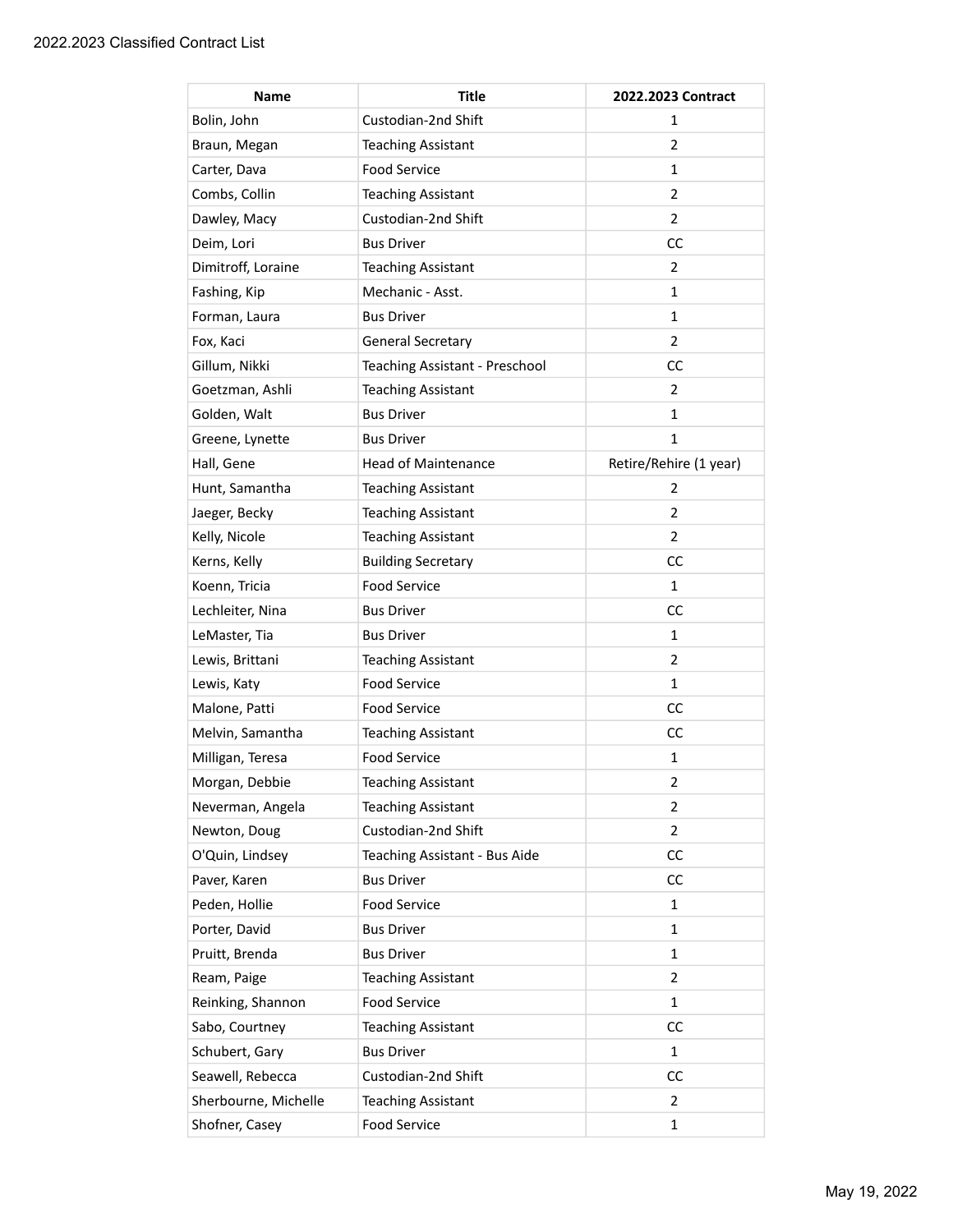2022.2023 Classified Contract List

| Name | Title | 2022.2023 Contract |
|---|---|---|
| Bolin, John | Custodian-2nd Shift | 1 |
| Braun, Megan | Teaching Assistant | 2 |
| Carter, Dava | Food Service | 1 |
| Combs, Collin | Teaching Assistant | 2 |
| Dawley, Macy | Custodian-2nd Shift | 2 |
| Deim, Lori | Bus Driver | CC |
| Dimitroff, Loraine | Teaching Assistant | 2 |
| Fashing, Kip | Mechanic - Asst. | 1 |
| Forman, Laura | Bus Driver | 1 |
| Fox, Kaci | General Secretary | 2 |
| Gillum, Nikki | Teaching Assistant - Preschool | CC |
| Goetzman, Ashli | Teaching Assistant | 2 |
| Golden, Walt | Bus Driver | 1 |
| Greene, Lynette | Bus Driver | 1 |
| Hall, Gene | Head of Maintenance | Retire/Rehire (1 year) |
| Hunt, Samantha | Teaching Assistant | 2 |
| Jaeger, Becky | Teaching Assistant | 2 |
| Kelly, Nicole | Teaching Assistant | 2 |
| Kerns, Kelly | Building Secretary | CC |
| Koenn, Tricia | Food Service | 1 |
| Lechleiter, Nina | Bus Driver | CC |
| LeMaster, Tia | Bus Driver | 1 |
| Lewis, Brittani | Teaching Assistant | 2 |
| Lewis, Katy | Food Service | 1 |
| Malone, Patti | Food Service | CC |
| Melvin, Samantha | Teaching Assistant | CC |
| Milligan, Teresa | Food Service | 1 |
| Morgan, Debbie | Teaching Assistant | 2 |
| Neverman, Angela | Teaching Assistant | 2 |
| Newton, Doug | Custodian-2nd Shift | 2 |
| O'Quin, Lindsey | Teaching Assistant - Bus Aide | CC |
| Paver, Karen | Bus Driver | CC |
| Peden, Hollie | Food Service | 1 |
| Porter, David | Bus Driver | 1 |
| Pruitt, Brenda | Bus Driver | 1 |
| Ream, Paige | Teaching Assistant | 2 |
| Reinking, Shannon | Food Service | 1 |
| Sabo, Courtney | Teaching Assistant | CC |
| Schubert, Gary | Bus Driver | 1 |
| Seawell, Rebecca | Custodian-2nd Shift | CC |
| Sherbourne, Michelle | Teaching Assistant | 2 |
| Shofner, Casey | Food Service | 1 |

May 19, 2022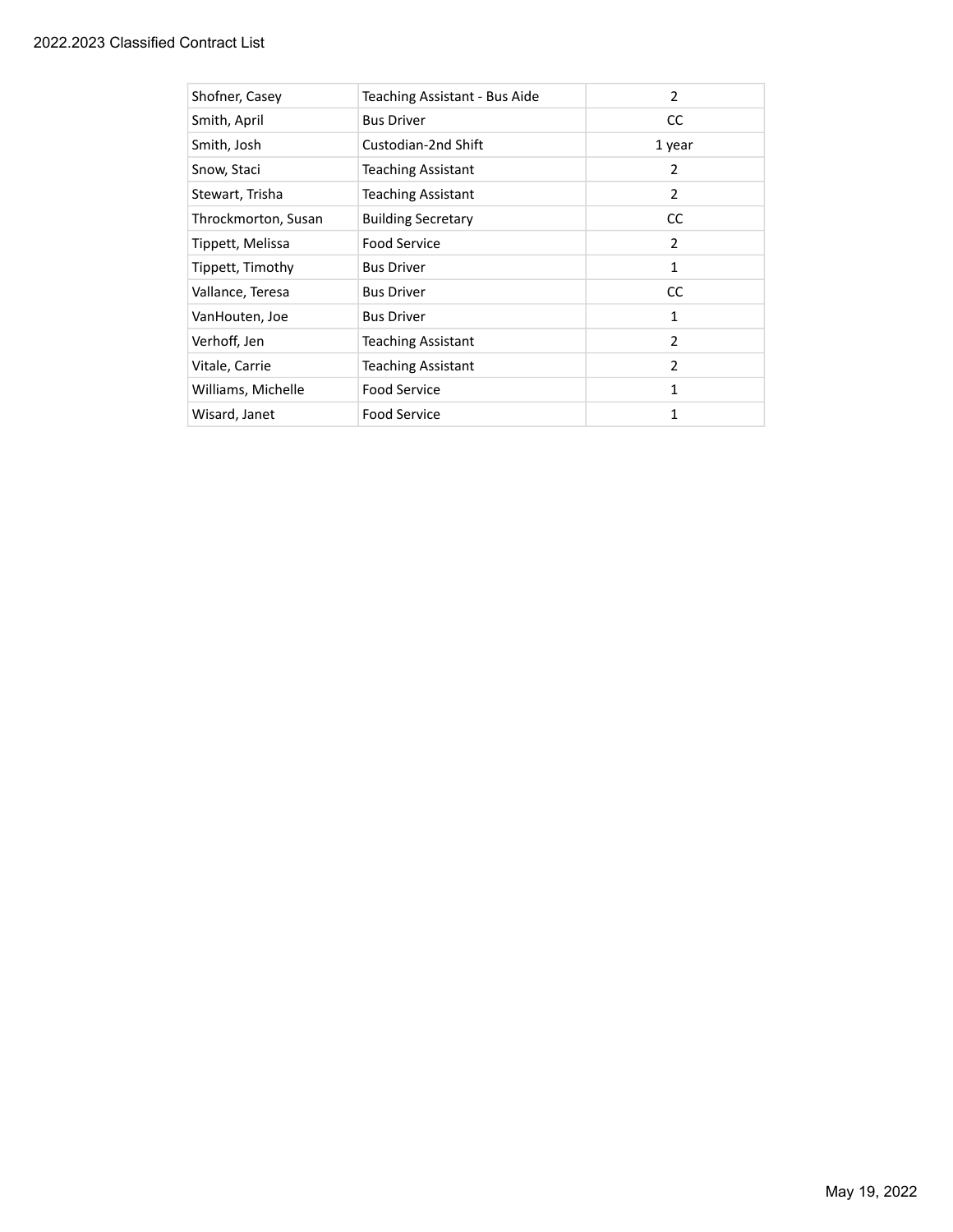| | | |
|---|---|---|
| Shofner, Casey | Teaching Assistant - Bus Aide | 2 |
| Smith, April | Bus Driver | CC |
| Smith, Josh | Custodian-2nd Shift | 1 year |
| Snow, Staci | Teaching Assistant | 2 |
| Stewart, Trisha | Teaching Assistant | 2 |
| Throckmorton, Susan | Building Secretary | CC |
| Tippett, Melissa | Food Service | 2 |
| Tippett, Timothy | Bus Driver | 1 |
| Vallance, Teresa | Bus Driver | CC |
| VanHouten, Joe | Bus Driver | 1 |
| Verhoff, Jen | Teaching Assistant | 2 |
| Vitale, Carrie | Teaching Assistant | 2 |
| Williams, Michelle | Food Service | 1 |
| Wisard, Janet | Food Service | 1 |